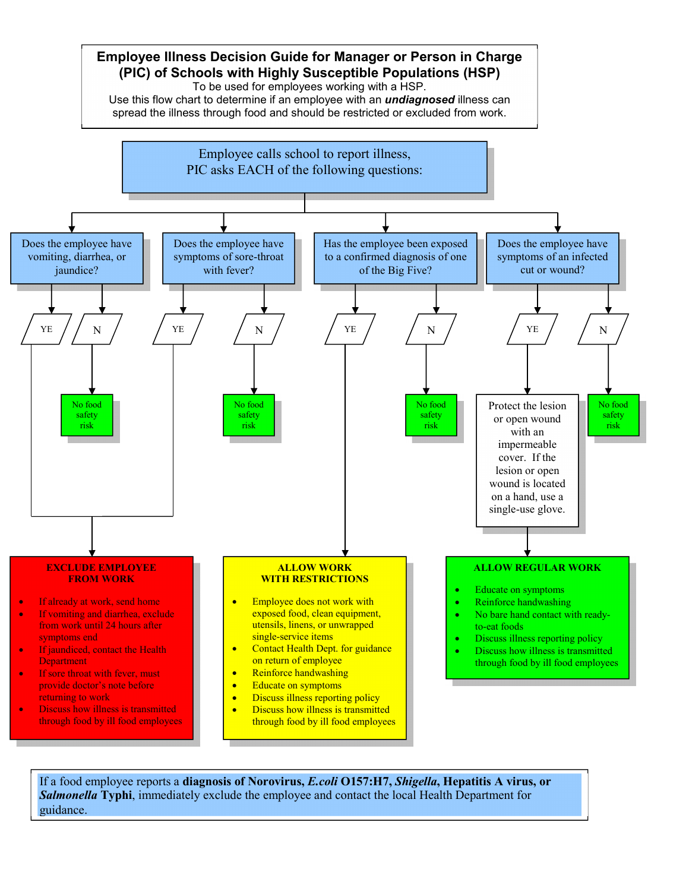# Employee Illness Decision Guide for Manager or Person in Charge (PIC) of Schools with Highly Susceptible Populations (HSP)

To be used for employees working with a HSP.
Use this flow chart to determine if an employee with an ***undiagnosed*** illness can spread the illness through food and should be restricted or excluded from work.

**Employee calls school to report illness, PIC asks EACH of the following questions:**

1. **Does the employee have vomiting, diarrhea, or jaundice?**
   - YE → EXCLUDE EMPLOYEE FROM WORK
   - N → No food safety risk

2. **Does the employee have symptoms of sore-throat with fever?**
   - YE → EXCLUDE EMPLOYEE FROM WORK
   - N → No food safety risk

3. **Has the employee been exposed to a confirmed diagnosis of one of the Big Five?**
   - YE → ALLOW WORK WITH RESTRICTIONS
   - N → No food safety risk

4. **Does the employee have symptoms of an infected cut or wound?**
   - YE → Protect the lesion or open wound with an impermeable cover. If the lesion or open wound is located on a hand, use a single-use glove. → ALLOW REGULAR WORK
   - N → No food safety risk

## EXCLUDE EMPLOYEE FROM WORK

- If already at work, send home
- If vomiting and diarrhea, exclude from work until 24 hours after symptoms end
- If jaundiced, contact the Health Department
- If sore throat with fever, must provide doctor's note before returning to work
- Discuss how illness is transmitted through food by ill food employees

## ALLOW WORK WITH RESTRICTIONS

- Employee does not work with exposed food, clean equipment, utensils, linens, or unwrapped single-service items
- Contact Health Dept. for guidance on return of employee
- Reinforce handwashing
- Educate on symptoms
- Discuss illness reporting policy
- Discuss how illness is transmitted through food by ill food employees

## ALLOW REGULAR WORK

- Educate on symptoms
- Reinforce handwashing
- No bare hand contact with ready-to-eat foods
- Discuss illness reporting policy
- Discuss how illness is transmitted through food by ill food employees

If a food employee reports a **diagnosis of Norovirus, *E.coli* O157:H7, *Shigella*, Hepatitis A virus, or *Salmonella* Typhi**, immediately exclude the employee and contact the local Health Department for guidance.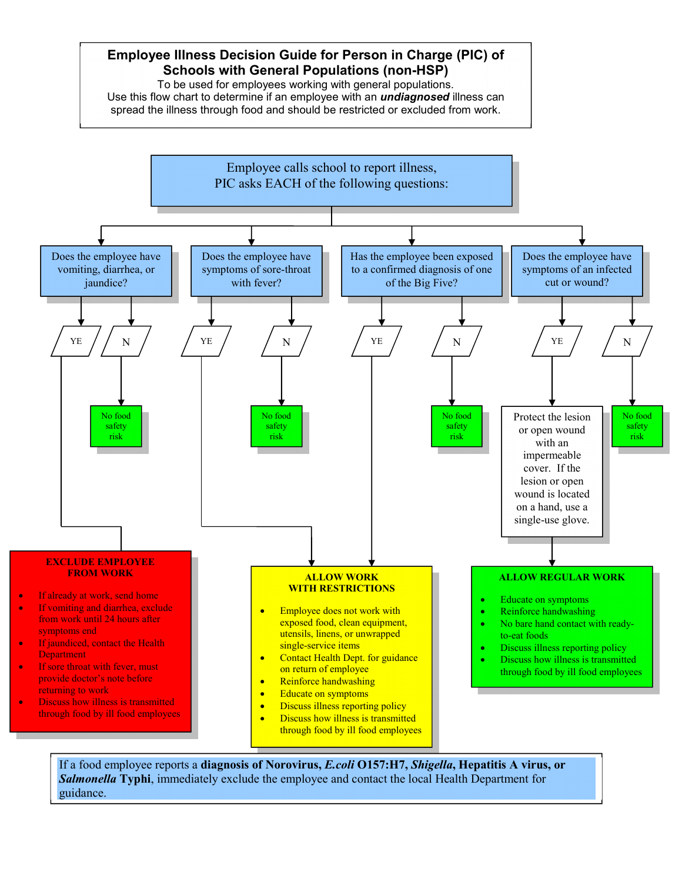# Employee Illness Decision Guide for Person in Charge (PIC) of Schools with General Populations (non-HSP)

To be used for employees working with general populations.
Use this flow chart to determine if an employee with an ***undiagnosed*** illness can spread the illness through food and should be restricted or excluded from work.

Employee calls school to report illness,
PIC asks EACH of the following questions:

Does the employee have vomiting, diarrhea, or jaundice?

YE

N

No food safety risk

Does the employee have symptoms of sore-throat with fever?

YE

N

No food safety risk

Has the employee been exposed to a confirmed diagnosis of one of the Big Five?

YE

N

No food safety risk

Does the employee have symptoms of an infected cut or wound?

YE

N

No food safety risk

Protect the lesion or open wound with an impermeable cover. If the lesion or open wound is located on a hand, use a single-use glove.

**EXCLUDE EMPLOYEE FROM WORK**

- If already at work, send home
- If vomiting and diarrhea, exclude from work until 24 hours after symptoms end
- If jaundiced, contact the Health Department
- If sore throat with fever, must provide doctor's note before returning to work
- Discuss how illness is transmitted through food by ill food employees

**ALLOW WORK WITH RESTRICTIONS**

- Employee does not work with exposed food, clean equipment, utensils, linens, or unwrapped single-service items
- Contact Health Dept. for guidance on return of employee
- Reinforce handwashing
- Educate on symptoms
- Discuss illness reporting policy
- Discuss how illness is transmitted through food by ill food employees

**ALLOW REGULAR WORK**

- Educate on symptoms
- Reinforce handwashing
- No bare hand contact with ready-to-eat foods
- Discuss illness reporting policy
- Discuss how illness is transmitted through food by ill food employees

If a food employee reports a **diagnosis of Norovirus, *E.coli* O157:H7, *Shigella*, Hepatitis A virus, or *Salmonella* Typhi**, immediately exclude the employee and contact the local Health Department for guidance.